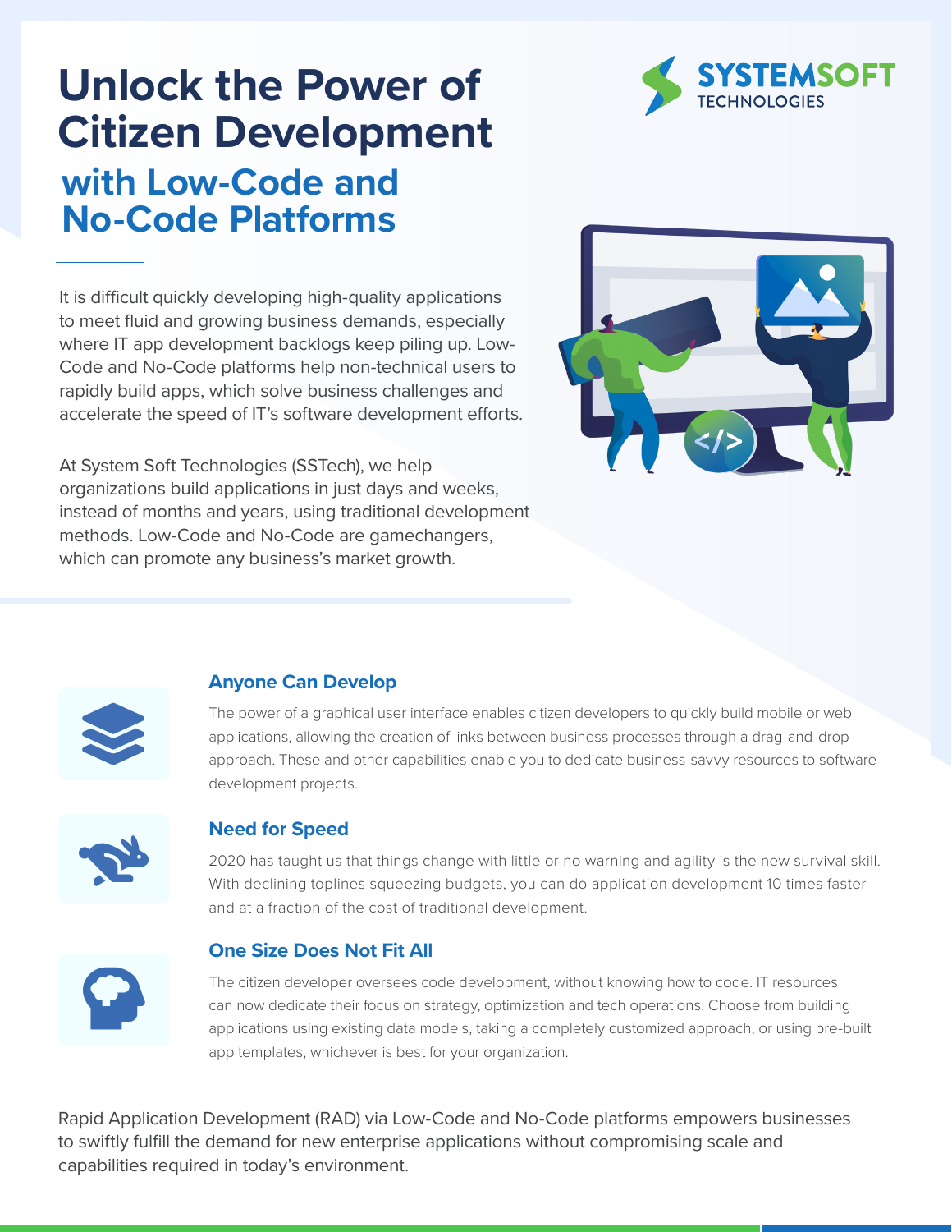# Unlock the Power of Citizen Development

## with Low-Code and No-Code Platforms

SYSTEMSOFT TECHNOLOGIES

It is difficult quickly developing high-quality applications to meet fluid and growing business demands, especially where IT app development backlogs keep piling up. Low-Code and No-Code platforms help non-technical users to rapidly build apps, which solve business challenges and accelerate the speed of IT's software development efforts.

At System Soft Technologies (SSTech), we help organizations build applications in just days and weeks, instead of months and years, using traditional development methods. Low-Code and No-Code are gamechangers, which can promote any business's market growth.

### Anyone Can Develop

The power of a graphical user interface enables citizen developers to quickly build mobile or web applications, allowing the creation of links between business processes through a drag-and-drop approach. These and other capabilities enable you to dedicate business-savvy resources to software development projects.

### Need for Speed

2020 has taught us that things change with little or no warning and agility is the new survival skill. With declining toplines squeezing budgets, you can do application development 10 times faster and at a fraction of the cost of traditional development.

### One Size Does Not Fit All

The citizen developer oversees code development, without knowing how to code. IT resources can now dedicate their focus on strategy, optimization and tech operations. Choose from building applications using existing data models, taking a completely customized approach, or using pre-built app templates, whichever is best for your organization.

Rapid Application Development (RAD) via Low-Code and No-Code platforms empowers businesses to swiftly fulfill the demand for new enterprise applications without compromising scale and capabilities required in today's environment.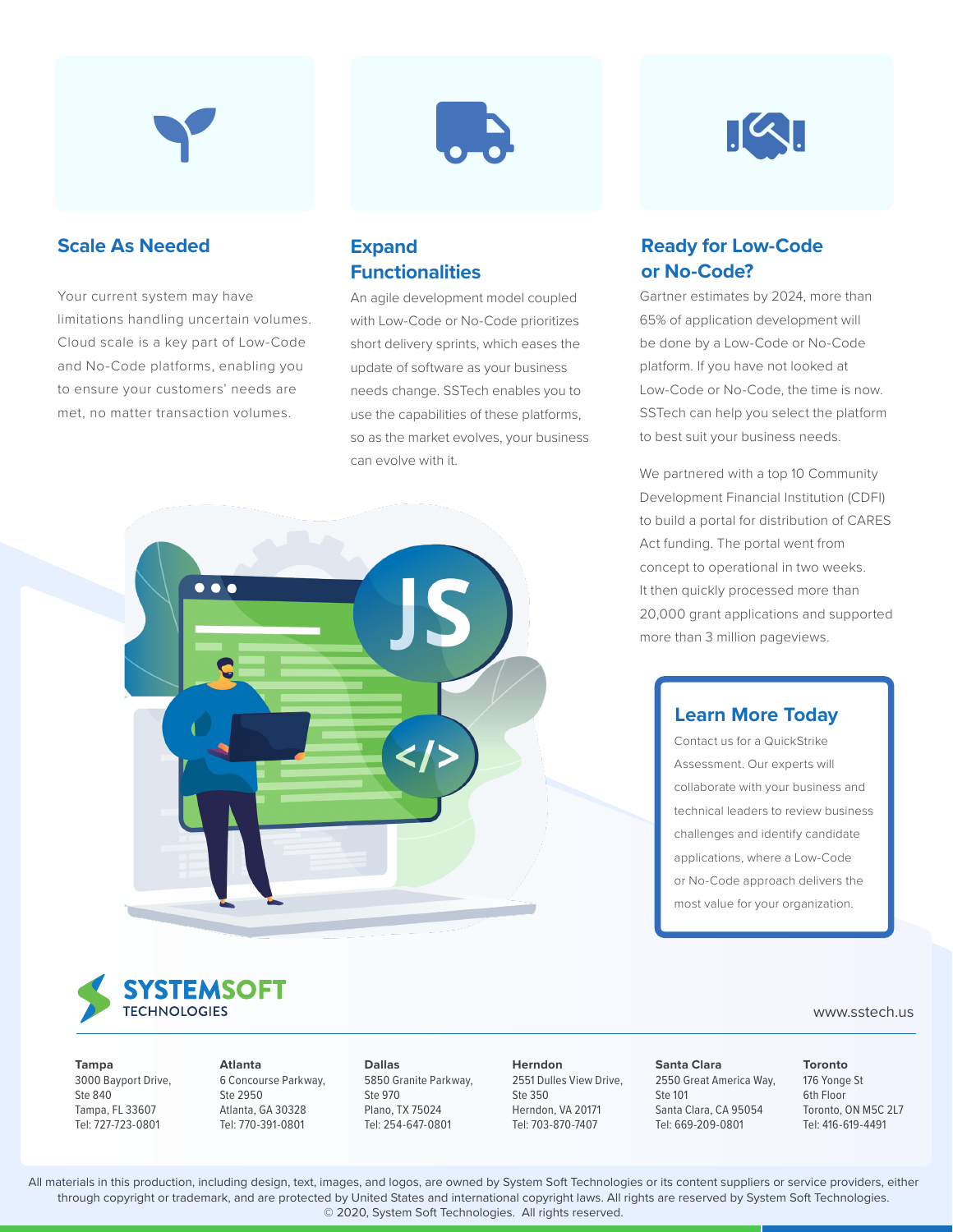## Scale As Needed

Your current system may have limitations handling uncertain volumes. Cloud scale is a key part of Low-Code and No-Code platforms, enabling you to ensure your customers' needs are met, no matter transaction volumes.

## Expand Functionalities

An agile development model coupled with Low-Code or No-Code prioritizes short delivery sprints, which eases the update of software as your business needs change. SSTech enables you to use the capabilities of these platforms, so as the market evolves, your business can evolve with it.

## Ready for Low-Code or No-Code?

Gartner estimates by 2024, more than 65% of application development will be done by a Low-Code or No-Code platform. If you have not looked at Low-Code or No-Code, the time is now. SSTech can help you select the platform to best suit your business needs.

We partnered with a top 10 Community Development Financial Institution (CDFI) to build a portal for distribution of CARES Act funding. The portal went from concept to operational in two weeks. It then quickly processed more than 20,000 grant applications and supported more than 3 million pageviews.

## Learn More Today

Contact us for a QuickStrike Assessment. Our experts will collaborate with your business and technical leaders to review business challenges and identify candidate applications, where a Low-Code or No-Code approach delivers the most value for your organization.

**SYSTEMSOFT TECHNOLOGIES**

www.sstech.us

**Tampa**
3000 Bayport Drive,
Ste 840
Tampa, FL 33607
Tel: 727-723-0801

**Atlanta**
6 Concourse Parkway,
Ste 2950
Atlanta, GA 30328
Tel: 770-391-0801

**Dallas**
5850 Granite Parkway,
Ste 970
Plano, TX 75024
Tel: 254-647-0801

**Herndon**
2551 Dulles View Drive,
Ste 350
Herndon, VA 20171
Tel: 703-870-7407

**Santa Clara**
2550 Great America Way,
Ste 101
Santa Clara, CA 95054
Tel: 669-209-0801

**Toronto**
176 Yonge St
6th Floor
Toronto, ON M5C 2L7
Tel: 416-619-4491

All materials in this production, including design, text, images, and logos, are owned by System Soft Technologies or its content suppliers or service providers, either through copyright or trademark, and are protected by United States and international copyright laws. All rights are reserved by System Soft Technologies.
© 2020, System Soft Technologies. All rights reserved.